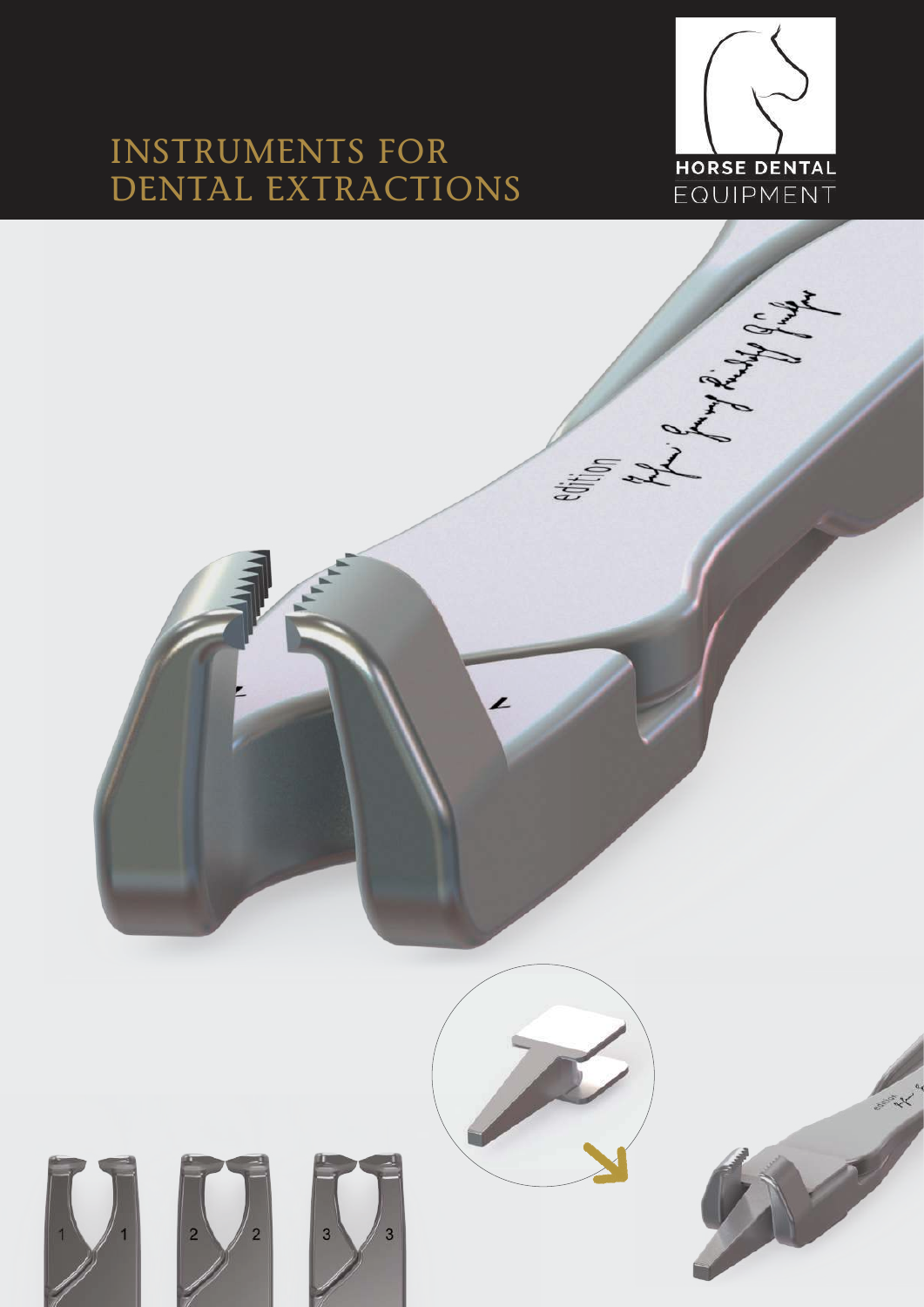# INSTRUMENTS FOR DENTAL EXTRACTIONS

HORSE DENTAL EQUIPMENT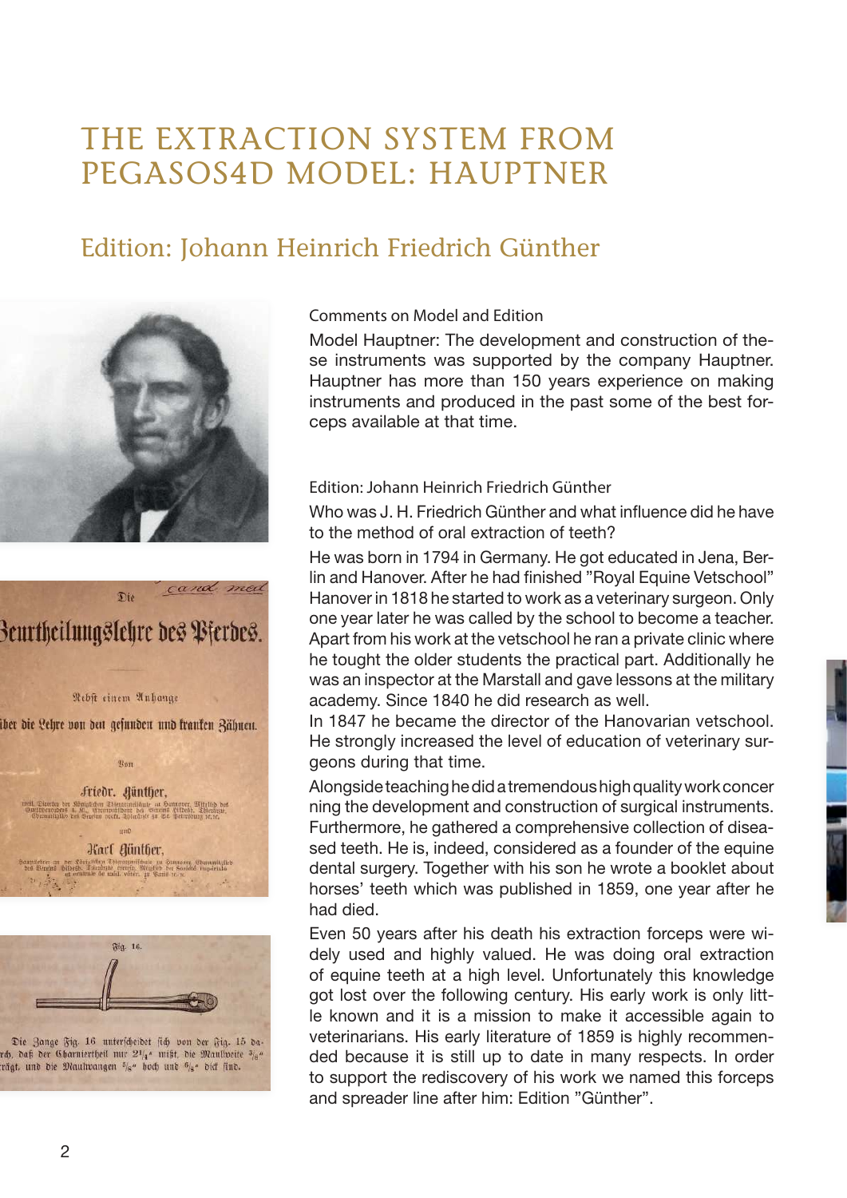# THE EXTRACTION SYSTEM FROM PEGASOS4D MODEL: HAUPTNER

## Edition: Johann Heinrich Friedrich Günther

Comments on Model and Edition

Model Hauptner: The development and construction of these instruments was supported by the company Hauptner. Hauptner has more than 150 years experience on making instruments and produced in the past some of the best forceps available at that time.

Edition: Johann Heinrich Friedrich Günther

Who was J. H. Friedrich Günther and what influence did he have to the method of oral extraction of teeth?

He was born in 1794 in Germany. He got educated in Jena, Berlin and Hanover. After he had finished "Royal Equine Vetschool" Hanover in 1818 he started to work as a veterinary surgeon. Only one year later he was called by the school to become a teacher. Apart from his work at the vetschool he ran a private clinic where he tought the older students the practical part. Additionally he was an inspector at the Marstall and gave lessons at the military academy. Since 1840 he did research as well.

In 1847 he became the director of the Hanovarian vetschool. He strongly increased the level of education of veterinary surgeons during that time.

Alongside teaching he did a tremendous high quality work concerning the development and construction of surgical instruments. Furthermore, he gathered a comprehensive collection of diseased teeth. He is, indeed, considered as a founder of the equine dental surgery. Together with his son he wrote a booklet about horses' teeth which was published in 1859, one year after he had died.

Even 50 years after his death his extraction forceps were widely used and highly valued. He was doing oral extraction of equine teeth at a high level. Unfortunately this knowledge got lost over the following century. His early work is only little known and it is a mission to make it accessible again to veterinarians. His early literature of 1859 is highly recommended because it is still up to date in many respects. In order to support the rediscovery of his work we named this forceps and spreader line after him: Edition "Günther".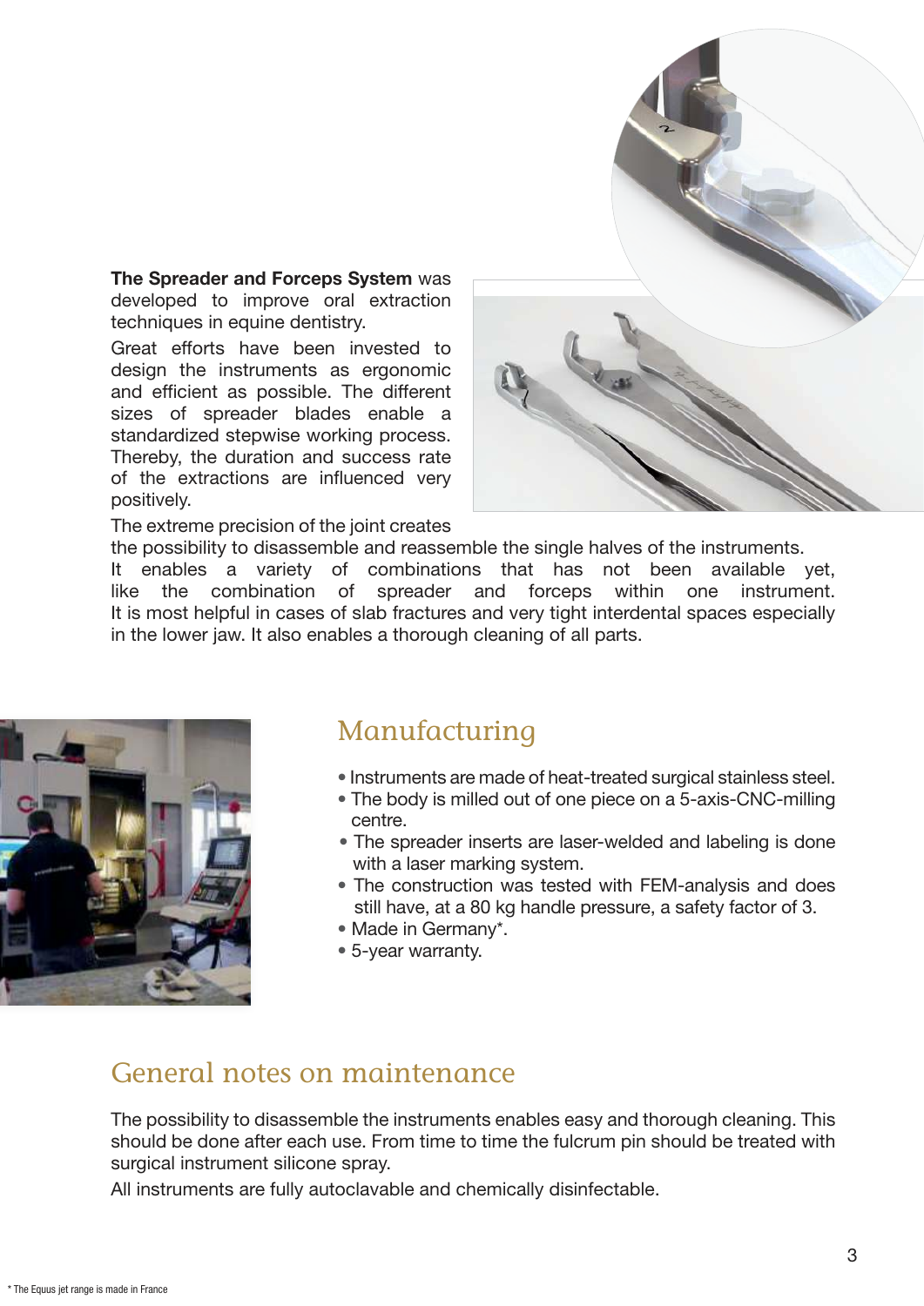**The Spreader and Forceps System** was developed to improve oral extraction techniques in equine dentistry.

Great efforts have been invested to design the instruments as ergonomic and efficient as possible. The different sizes of spreader blades enable a standardized stepwise working process. Thereby, the duration and success rate of the extractions are influenced very positively.

The extreme precision of the joint creates the possibility to disassemble and reassemble the single halves of the instruments. It enables a variety of combinations that has not been available yet, like the combination of spreader and forceps within one instrument. It is most helpful in cases of slab fractures and very tight interdental spaces especially in the lower jaw. It also enables a thorough cleaning of all parts.

## Manufacturing

- Instruments are made of heat-treated surgical stainless steel.
- The body is milled out of one piece on a 5-axis-CNC-milling centre.
- The spreader inserts are laser-welded and labeling is done with a laser marking system.
- The construction was tested with FEM-analysis and does still have, at a 80 kg handle pressure, a safety factor of 3.
- Made in Germany*.
- 5-year warranty.

## General notes on maintenance

The possibility to disassemble the instruments enables easy and thorough cleaning. This should be done after each use. From time to time the fulcrum pin should be treated with surgical instrument silicone spray.

All instruments are fully autoclavable and chemically disinfectable.

\* The Equus jet range is made in France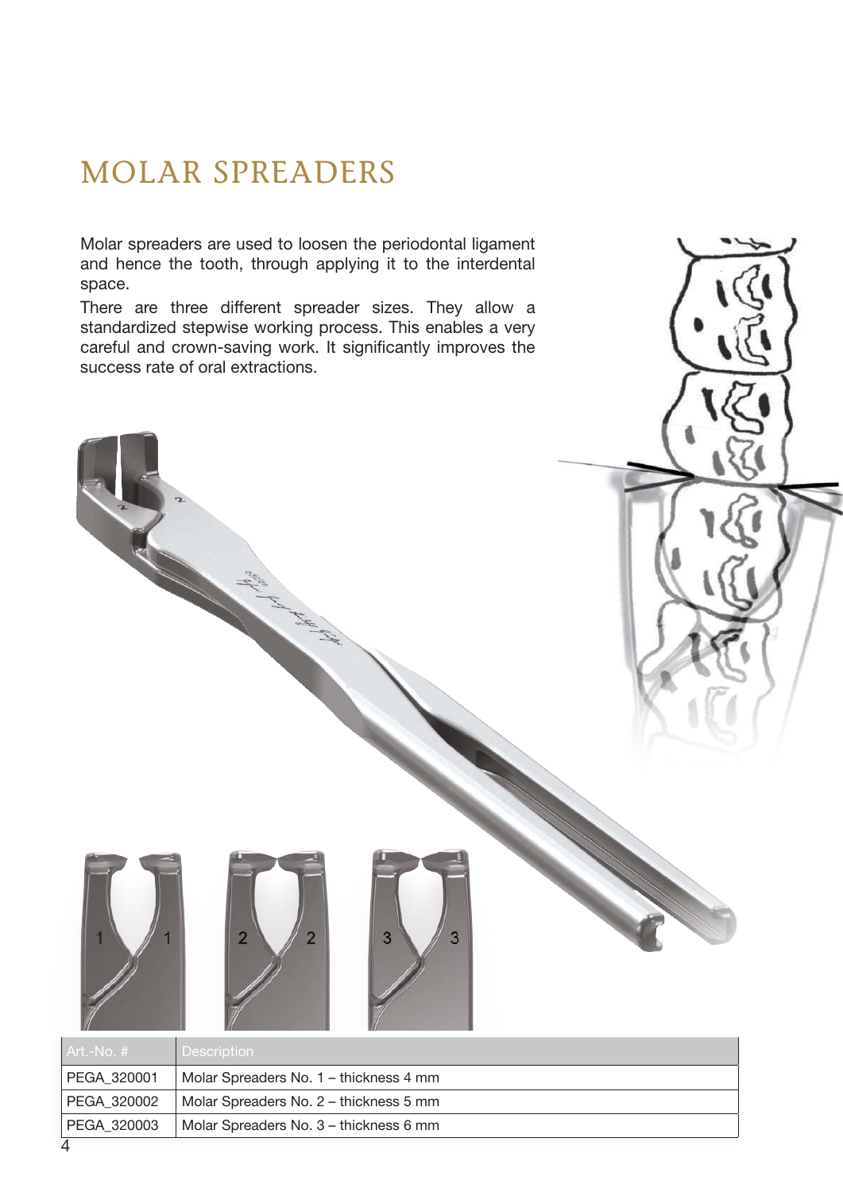# MOLAR SPREADERS

Molar spreaders are used to loosen the periodontal ligament and hence the tooth, through applying it to the interdental space.

There are three different spreader sizes. They allow a standardized stepwise working process. This enables a very careful and crown-saving work. It significantly improves the success rate of oral extractions.

| Art.-No. # | Description |
| --- | --- |
| PEGA_320001 | Molar Spreaders No. 1 – thickness 4 mm |
| PEGA_320002 | Molar Spreaders No. 2 – thickness 5 mm |
| PEGA_320003 | Molar Spreaders No. 3 – thickness 6 mm |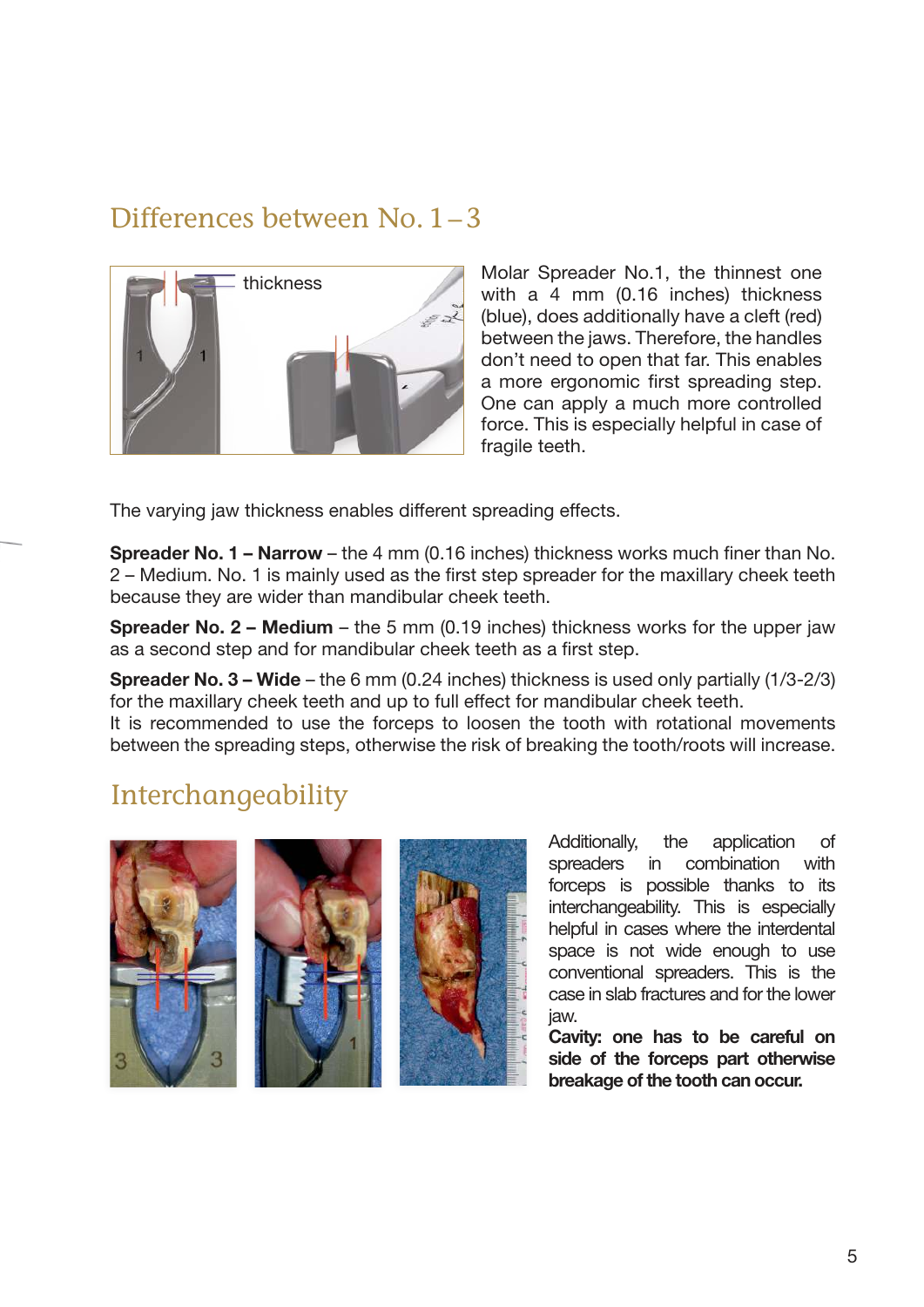## Differences between No. 1 – 3

Molar Spreader No.1, the thinnest one with a 4 mm (0.16 inches) thickness (blue), does additionally have a cleft (red) between the jaws. Therefore, the handles don't need to open that far. This enables a more ergonomic first spreading step. One can apply a much more controlled force. This is especially helpful in case of fragile teeth.

The varying jaw thickness enables different spreading effects.

**Spreader No. 1 – Narrow** – the 4 mm (0.16 inches) thickness works much finer than No. 2 – Medium. No. 1 is mainly used as the first step spreader for the maxillary cheek teeth because they are wider than mandibular cheek teeth.

**Spreader No. 2 – Medium** – the 5 mm (0.19 inches) thickness works for the upper jaw as a second step and for mandibular cheek teeth as a first step.

**Spreader No. 3 – Wide** – the 6 mm (0.24 inches) thickness is used only partially (1/3-2/3) for the maxillary cheek teeth and up to full effect for mandibular cheek teeth.
It is recommended to use the forceps to loosen the tooth with rotational movements between the spreading steps, otherwise the risk of breaking the tooth/roots will increase.

## Interchangeability

Additionally, the application of spreaders in combination with forceps is possible thanks to its interchangeability. This is especially helpful in cases where the interdental space is not wide enough to use conventional spreaders. This is the case in slab fractures and for the lower jaw.
**Cavity: one has to be careful on side of the forceps part otherwise breakage of the tooth can occur.**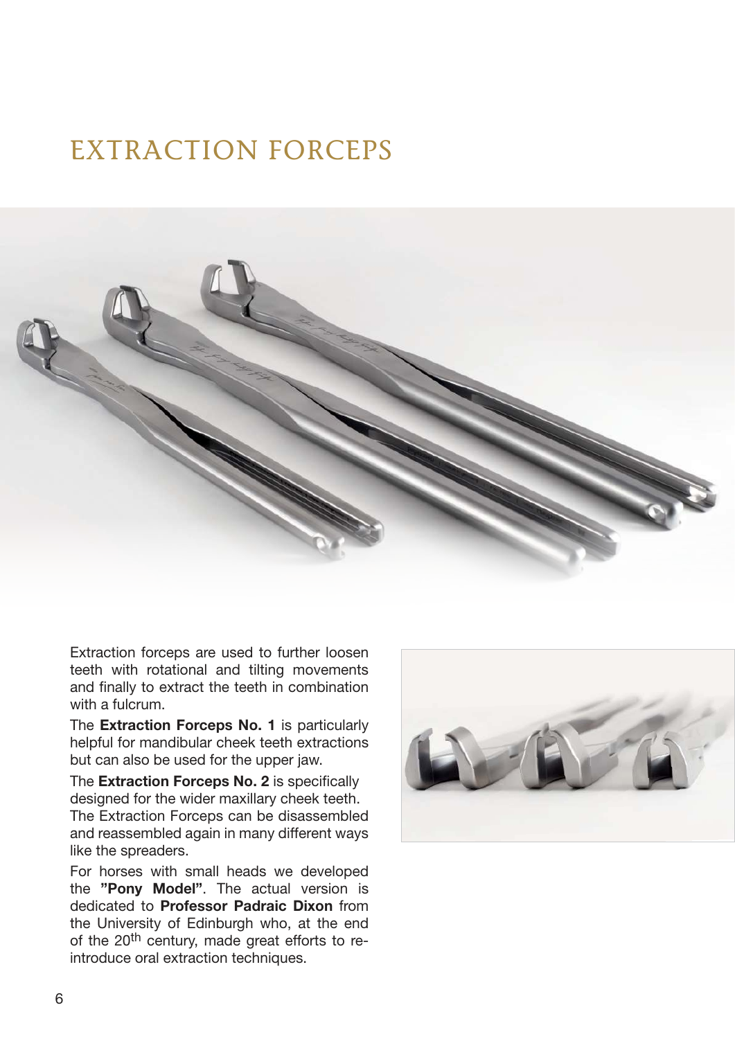# EXTRACTION FORCEPS

Extraction forceps are used to further loosen teeth with rotational and tilting movements and finally to extract the teeth in combination with a fulcrum.

The **Extraction Forceps No. 1** is particularly helpful for mandibular cheek teeth extractions but can also be used for the upper jaw.

The **Extraction Forceps No. 2** is specifically designed for the wider maxillary cheek teeth. The Extraction Forceps can be disassembled and reassembled again in many different ways like the spreaders.

For horses with small heads we developed the **"Pony Model"**. The actual version is dedicated to **Professor Padraic Dixon** from the University of Edinburgh who, at the end of the 20th century, made great efforts to re-introduce oral extraction techniques.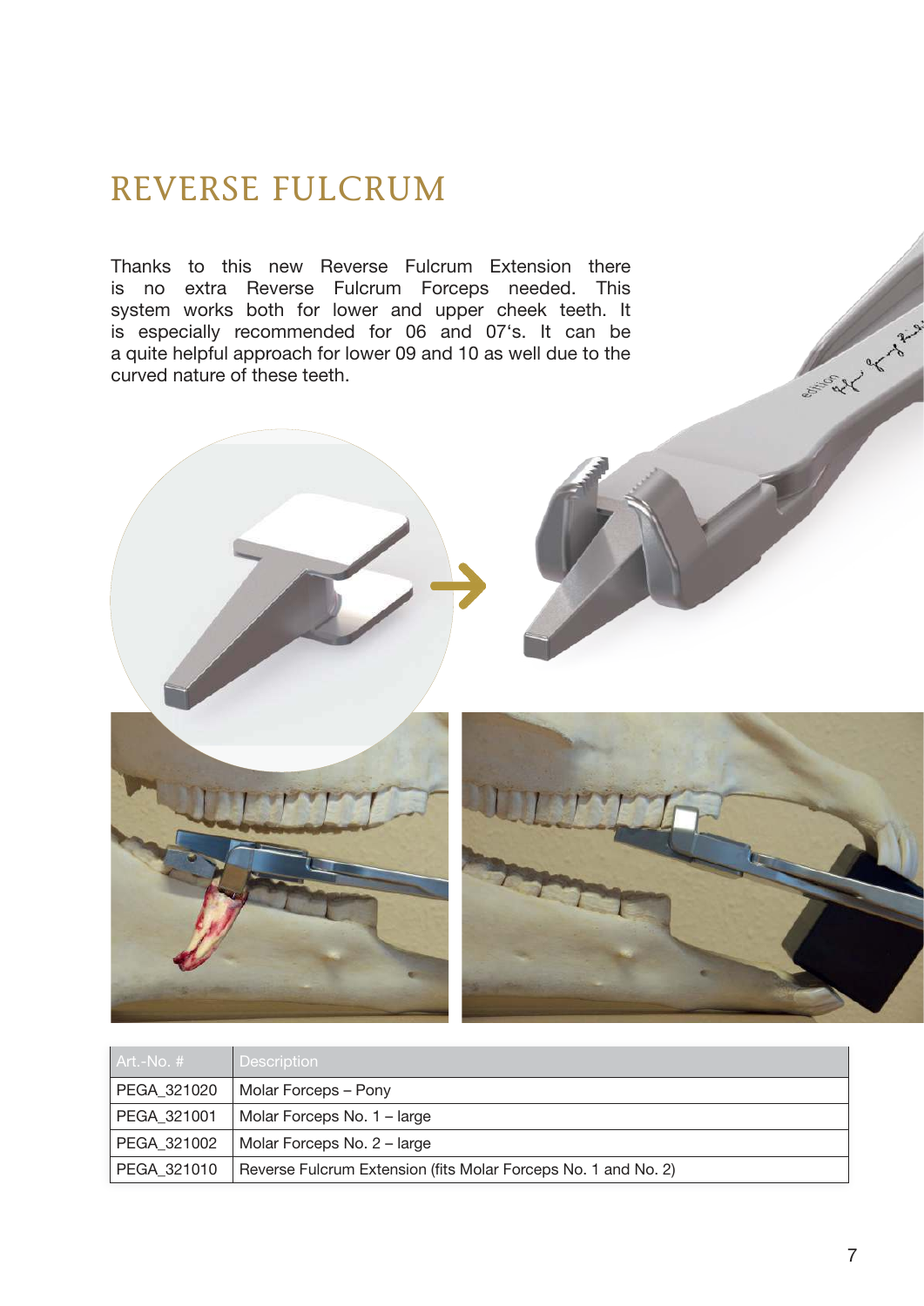# REVERSE FULCRUM

Thanks to this new Reverse Fulcrum Extension there is no extra Reverse Fulcrum Forceps needed. This system works both for lower and upper cheek teeth. It is especially recommended for 06 and 07's. It can be a quite helpful approach for lower 09 and 10 as well due to the curved nature of these teeth.

| Art.-No. # | Description |
|---|---|
| PEGA_321020 | Molar Forceps – Pony |
| PEGA_321001 | Molar Forceps No. 1 – large |
| PEGA_321002 | Molar Forceps No. 2 – large |
| PEGA_321010 | Reverse Fulcrum Extension (fits Molar Forceps No. 1 and No. 2) |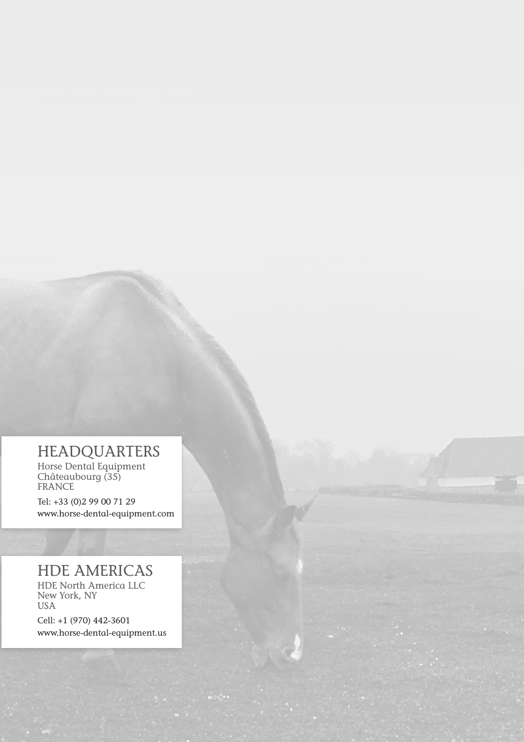## HEADQUARTERS

Horse Dental Equipment
Châteaubourg (35)
FRANCE

Tel: +33 (0)2 99 00 71 29
www.horse-dental-equipment.com

## HDE AMERICAS

HDE North America LLC
New York, NY
USA

Cell: +1 (970) 442-3601
www.horse-dental-equipment.us